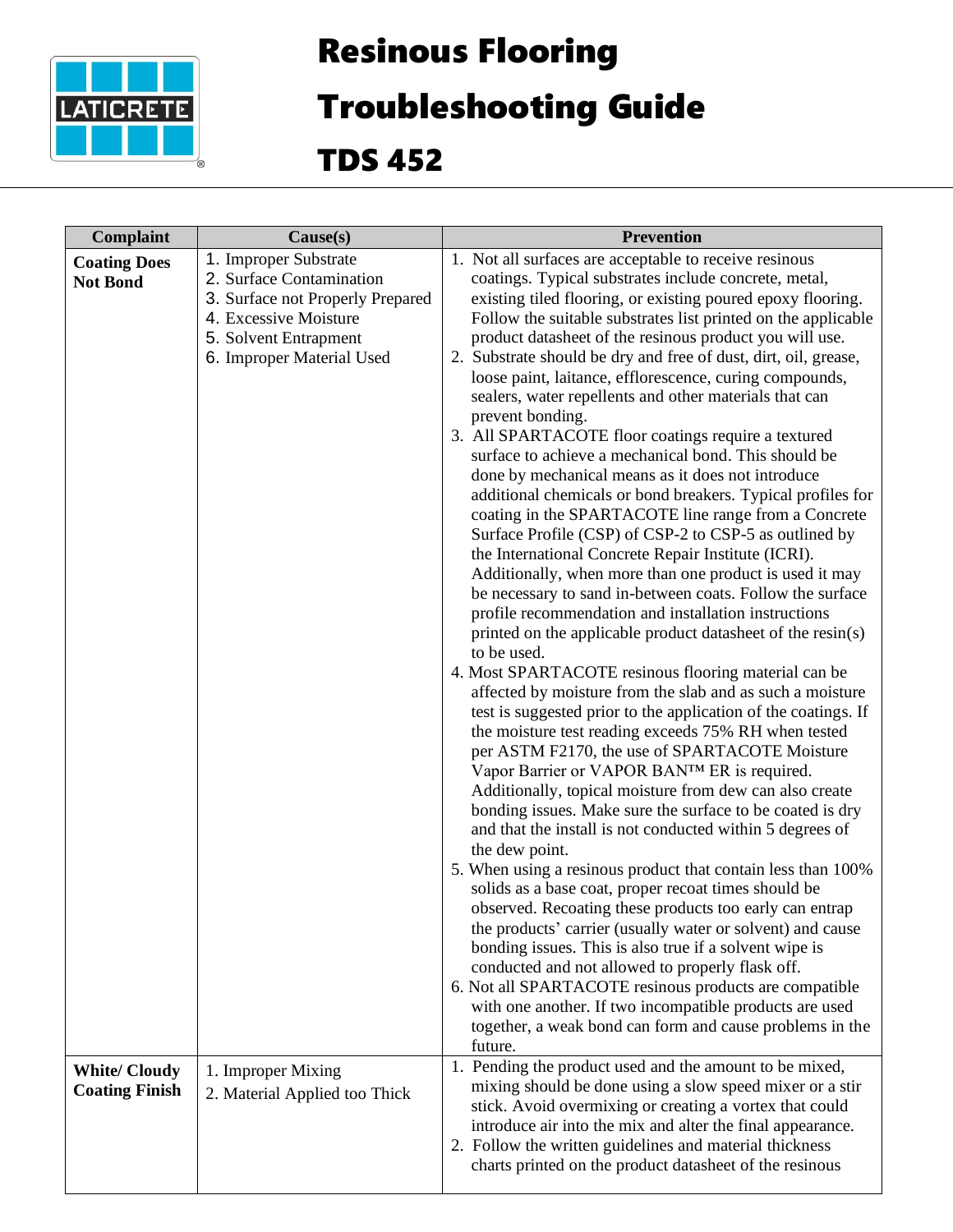# Resinous Flooring Troubleshooting Guide

# TDS 452

| Complaint | Cause(s) | Prevention |
|---|---|---|
| **Coating Does Not Bond** | 1. Improper Substrate<br>2. Surface Contamination<br>3. Surface not Properly Prepared<br>4. Excessive Moisture<br>5. Solvent Entrapment<br>6. Improper Material Used | 1. Not all surfaces are acceptable to receive resinous coatings. Typical substrates include concrete, metal, existing tiled flooring, or existing poured epoxy flooring. Follow the suitable substrates list printed on the applicable product datasheet of the resinous product you will use.<br>2. Substrate should be dry and free of dust, dirt, oil, grease, loose paint, laitance, efflorescence, curing compounds, sealers, water repellents and other materials that can prevent bonding.<br>3. All SPARTACOTE floor coatings require a textured surface to achieve a mechanical bond. This should be done by mechanical means as it does not introduce additional chemicals or bond breakers. Typical profiles for coating in the SPARTACOTE line range from a Concrete Surface Profile (CSP) of CSP-2 to CSP-5 as outlined by the International Concrete Repair Institute (ICRI). Additionally, when more than one product is used it may be necessary to sand in-between coats. Follow the surface profile recommendation and installation instructions printed on the applicable product datasheet of the resin(s) to be used.<br>4. Most SPARTACOTE resinous flooring material can be affected by moisture from the slab and as such a moisture test is suggested prior to the application of the coatings. If the moisture test reading exceeds 75% RH when tested per ASTM F2170, the use of SPARTACOTE Moisture Vapor Barrier or VAPOR BAN™ ER is required. Additionally, topical moisture from dew can also create bonding issues. Make sure the surface to be coated is dry and that the install is not conducted within 5 degrees of the dew point.<br>5. When using a resinous product that contain less than 100% solids as a base coat, proper recoat times should be observed. Recoating these products too early can entrap the products' carrier (usually water or solvent) and cause bonding issues. This is also true if a solvent wipe is conducted and not allowed to properly flask off.<br>6. Not all SPARTACOTE resinous products are compatible with one another. If two incompatible products are used together, a weak bond can form and cause problems in the future. |
| **White/ Cloudy Coating Finish** | 1. Improper Mixing<br>2. Material Applied too Thick | 1. Pending the product used and the amount to be mixed, mixing should be done using a slow speed mixer or a stir stick. Avoid overmixing or creating a vortex that could introduce air into the mix and alter the final appearance.<br>2. Follow the written guidelines and material thickness charts printed on the product datasheet of the resinous |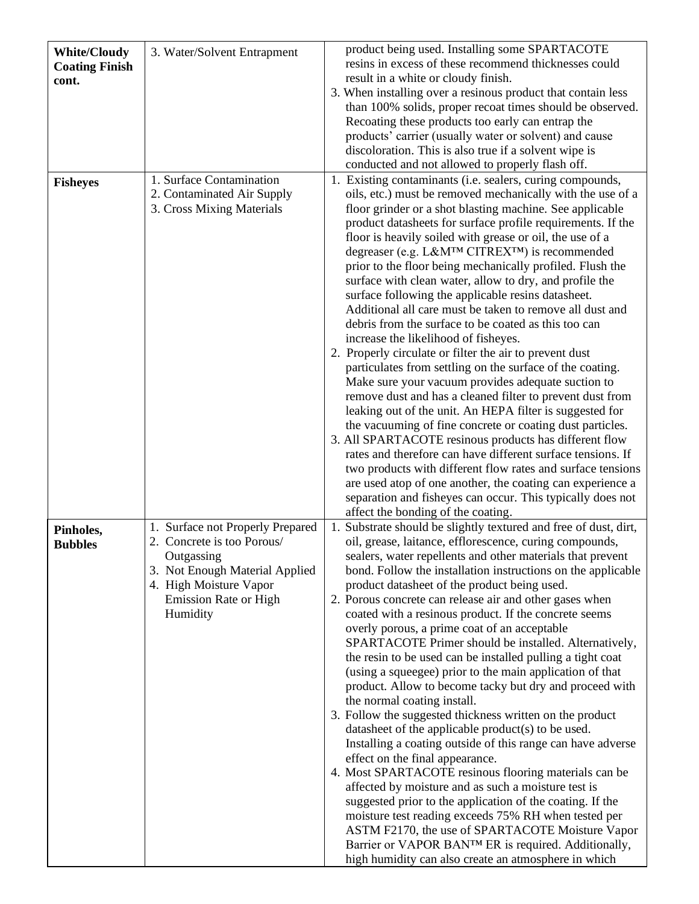| | | |
|---|---|---|
| **White/Cloudy Coating Finish cont.** | 3. Water/Solvent Entrapment | product being used. Installing some SPARTACOTE resins in excess of these recommend thicknesses could result in a white or cloudy finish.<br>3. When installing over a resinous product that contain less than 100% solids, proper recoat times should be observed. Recoating these products too early can entrap the products' carrier (usually water or solvent) and cause discoloration. This is also true if a solvent wipe is conducted and not allowed to properly flash off. |
| **Fisheyes** | 1. Surface Contamination<br>2. Contaminated Air Supply<br>3. Cross Mixing Materials | 1. Existing contaminants (i.e. sealers, curing compounds, oils, etc.) must be removed mechanically with the use of a floor grinder or a shot blasting machine. See applicable product datasheets for surface profile requirements. If the floor is heavily soiled with grease or oil, the use of a degreaser (e.g. L&M™ CITREX™) is recommended prior to the floor being mechanically profiled. Flush the surface with clean water, allow to dry, and profile the surface following the applicable resins datasheet. Additional all care must be taken to remove all dust and debris from the surface to be coated as this too can increase the likelihood of fisheyes.<br>2. Properly circulate or filter the air to prevent dust particulates from settling on the surface of the coating. Make sure your vacuum provides adequate suction to remove dust and has a cleaned filter to prevent dust from leaking out of the unit. An HEPA filter is suggested for the vacuuming of fine concrete or coating dust particles.<br>3. All SPARTACOTE resinous products has different flow rates and therefore can have different surface tensions. If two products with different flow rates and surface tensions are used atop of one another, the coating can experience a separation and fisheyes can occur. This typically does not affect the bonding of the coating. |
| **Pinholes, Bubbles** | 1. Surface not Properly Prepared<br>2. Concrete is too Porous/ Outgassing<br>3. Not Enough Material Applied<br>4. High Moisture Vapor Emission Rate or High Humidity | 1. Substrate should be slightly textured and free of dust, dirt, oil, grease, laitance, efflorescence, curing compounds, sealers, water repellents and other materials that prevent bond. Follow the installation instructions on the applicable product datasheet of the product being used.<br>2. Porous concrete can release air and other gases when coated with a resinous product. If the concrete seems overly porous, a prime coat of an acceptable SPARTACOTE Primer should be installed. Alternatively, the resin to be used can be installed pulling a tight coat (using a squeegee) prior to the main application of that product. Allow to become tacky but dry and proceed with the normal coating install.<br>3. Follow the suggested thickness written on the product datasheet of the applicable product(s) to be used. Installing a coating outside of this range can have adverse effect on the final appearance.<br>4. Most SPARTACOTE resinous flooring materials can be affected by moisture and as such a moisture test is suggested prior to the application of the coating. If the moisture test reading exceeds 75% RH when tested per ASTM F2170, the use of SPARTACOTE Moisture Vapor Barrier or VAPOR BAN™ ER is required. Additionally, high humidity can also create an atmosphere in which |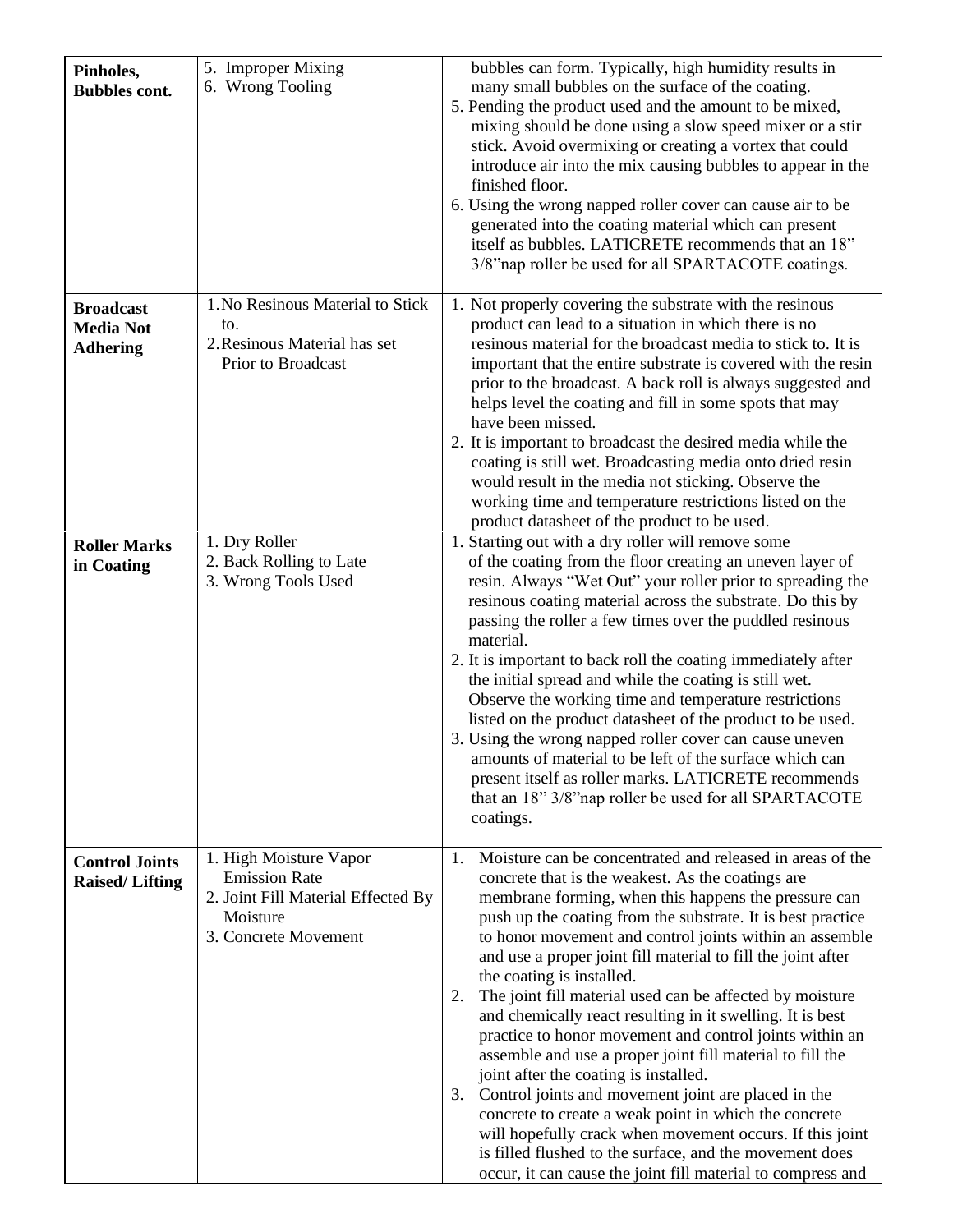| | | |
|---|---|---|
| **Pinholes, Bubbles cont.** | 5. Improper Mixing<br>6. Wrong Tooling | bubbles can form. Typically, high humidity results in many small bubbles on the surface of the coating.<br>5. Pending the product used and the amount to be mixed, mixing should be done using a slow speed mixer or a stir stick. Avoid overmixing or creating a vortex that could introduce air into the mix causing bubbles to appear in the finished floor.<br>6. Using the wrong napped roller cover can cause air to be generated into the coating material which can present itself as bubbles. LATICRETE recommends that an 18" 3/8"nap roller be used for all SPARTACOTE coatings. |
| **Broadcast Media Not Adhering** | 1. No Resinous Material to Stick to.<br>2. Resinous Material has set Prior to Broadcast | 1. Not properly covering the substrate with the resinous product can lead to a situation in which there is no resinous material for the broadcast media to stick to. It is important that the entire substrate is covered with the resin prior to the broadcast. A back roll is always suggested and helps level the coating and fill in some spots that may have been missed.<br>2. It is important to broadcast the desired media while the coating is still wet. Broadcasting media onto dried resin would result in the media not sticking. Observe the working time and temperature restrictions listed on the product datasheet of the product to be used. |
| **Roller Marks in Coating** | 1. Dry Roller<br>2. Back Rolling to Late<br>3. Wrong Tools Used | 1. Starting out with a dry roller will remove some of the coating from the floor creating an uneven layer of resin. Always "Wet Out" your roller prior to spreading the resinous coating material across the substrate. Do this by passing the roller a few times over the puddled resinous material.<br>2. It is important to back roll the coating immediately after the initial spread and while the coating is still wet. Observe the working time and temperature restrictions listed on the product datasheet of the product to be used.<br>3. Using the wrong napped roller cover can cause uneven amounts of material to be left of the surface which can present itself as roller marks. LATICRETE recommends that an 18" 3/8"nap roller be used for all SPARTACOTE coatings. |
| **Control Joints Raised/ Lifting** | 1. High Moisture Vapor Emission Rate<br>2. Joint Fill Material Effected By Moisture<br>3. Concrete Movement | 1. Moisture can be concentrated and released in areas of the concrete that is the weakest. As the coatings are membrane forming, when this happens the pressure can push up the coating from the substrate. It is best practice to honor movement and control joints within an assemble and use a proper joint fill material to fill the joint after the coating is installed.<br>2. The joint fill material used can be affected by moisture and chemically react resulting in it swelling. It is best practice to honor movement and control joints within an assemble and use a proper joint fill material to fill the joint after the coating is installed.<br>3. Control joints and movement joint are placed in the concrete to create a weak point in which the concrete will hopefully crack when movement occurs. If this joint is filled flushed to the surface, and the movement does occur, it can cause the joint fill material to compress and |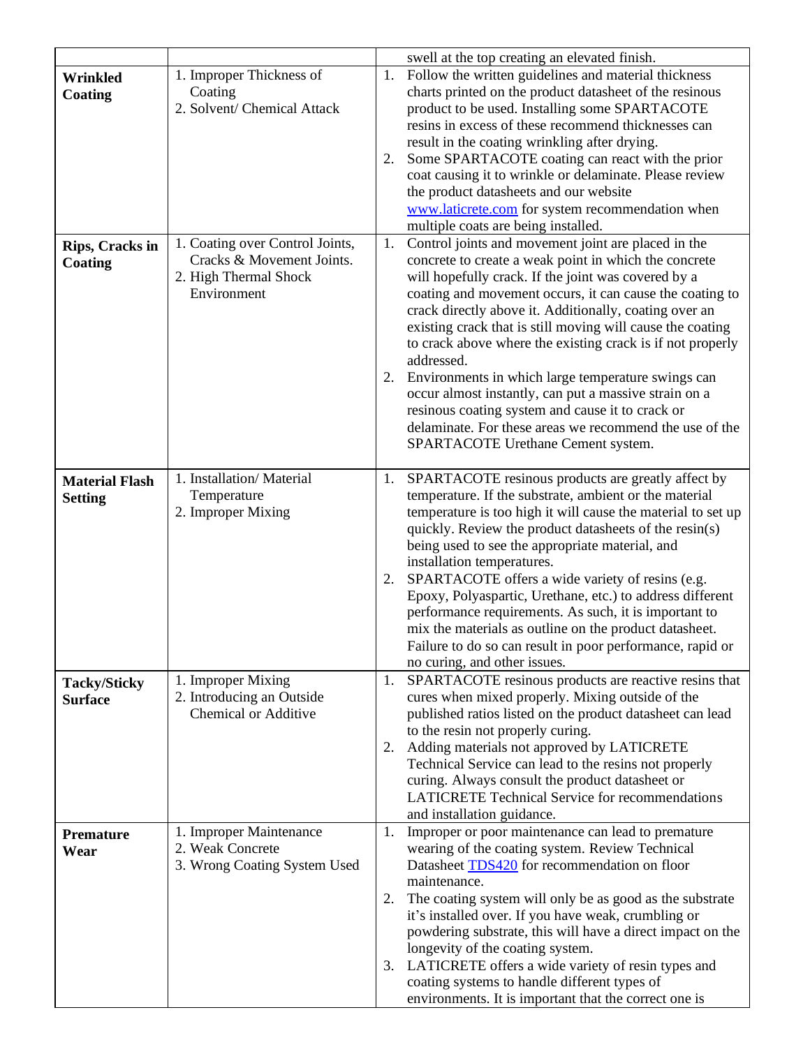| | | |
|---|---|---|
| | | swell at the top creating an elevated finish. |
| **Wrinkled Coating** | 1. Improper Thickness of Coating<br>2. Solvent/ Chemical Attack | 1. Follow the written guidelines and material thickness charts printed on the product datasheet of the resinous product to be used. Installing some SPARTACOTE resins in excess of these recommend thicknesses can result in the coating wrinkling after drying.<br>2. Some SPARTACOTE coating can react with the prior coat causing it to wrinkle or delaminate. Please review the product datasheets and our website www.laticrete.com for system recommendation when multiple coats are being installed. |
| **Rips, Cracks in Coating** | 1. Coating over Control Joints, Cracks & Movement Joints.<br>2. High Thermal Shock Environment | 1. Control joints and movement joint are placed in the concrete to create a weak point in which the concrete will hopefully crack. If the joint was covered by a coating and movement occurs, it can cause the coating to crack directly above it. Additionally, coating over an existing crack that is still moving will cause the coating to crack above where the existing crack is if not properly addressed.<br>2. Environments in which large temperature swings can occur almost instantly, can put a massive strain on a resinous coating system and cause it to crack or delaminate. For these areas we recommend the use of the SPARTACOTE Urethane Cement system. |
| **Material Flash Setting** | 1. Installation/ Material Temperature<br>2. Improper Mixing | 1. SPARTACOTE resinous products are greatly affect by temperature. If the substrate, ambient or the material temperature is too high it will cause the material to set up quickly. Review the product datasheets of the resin(s) being used to see the appropriate material, and installation temperatures.<br>2. SPARTACOTE offers a wide variety of resins (e.g. Epoxy, Polyaspartic, Urethane, etc.) to address different performance requirements. As such, it is important to mix the materials as outline on the product datasheet. Failure to do so can result in poor performance, rapid or no curing, and other issues. |
| **Tacky/Sticky Surface** | 1. Improper Mixing<br>2. Introducing an Outside Chemical or Additive | 1. SPARTACOTE resinous products are reactive resins that cures when mixed properly. Mixing outside of the published ratios listed on the product datasheet can lead to the resin not properly curing.<br>2. Adding materials not approved by LATICRETE Technical Service can lead to the resins not properly curing. Always consult the product datasheet or LATICRETE Technical Service for recommendations and installation guidance. |
| **Premature Wear** | 1. Improper Maintenance<br>2. Weak Concrete<br>3. Wrong Coating System Used | 1. Improper or poor maintenance can lead to premature wearing of the coating system. Review Technical Datasheet TDS420 for recommendation on floor maintenance.<br>2. The coating system will only be as good as the substrate it's installed over. If you have weak, crumbling or powdering substrate, this will have a direct impact on the longevity of the coating system.<br>3. LATICRETE offers a wide variety of resin types and coating systems to handle different types of environments. It is important that the correct one is |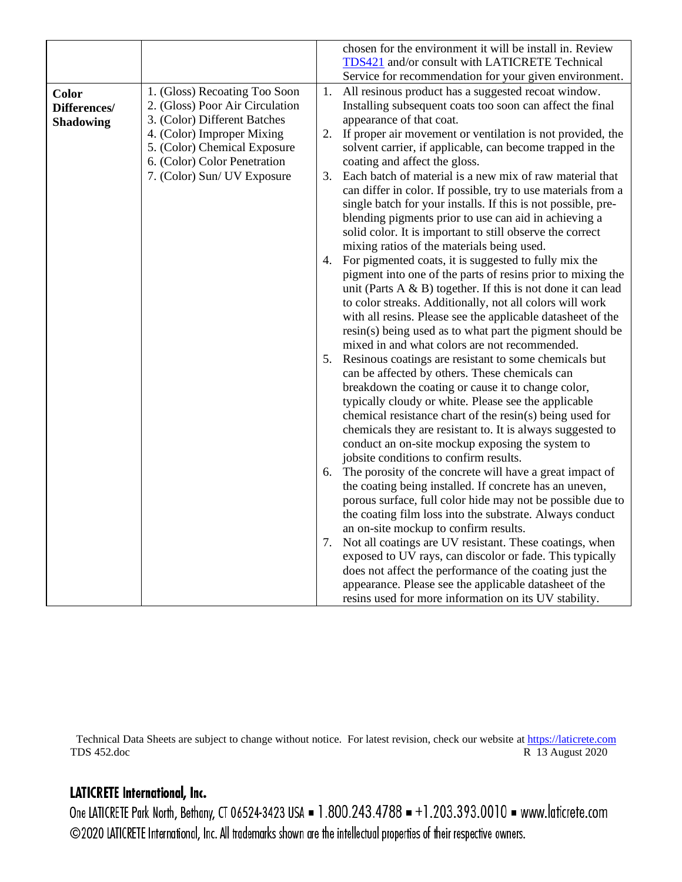| | | |
|---|---|---|
| | | chosen for the environment it will be install in. Review TDS421 and/or consult with LATICRETE Technical Service for recommendation for your given environment. |
| **Color Differences/ Shadowing** | 1. (Gloss) Recoating Too Soon<br>2. (Gloss) Poor Air Circulation<br>3. (Color) Different Batches<br>4. (Color) Improper Mixing<br>5. (Color) Chemical Exposure<br>6. (Color) Color Penetration<br>7. (Color) Sun/ UV Exposure | 1. All resinous product has a suggested recoat window. Installing subsequent coats too soon can affect the final appearance of that coat.<br>2. If proper air movement or ventilation is not provided, the solvent carrier, if applicable, can become trapped in the coating and affect the gloss.<br>3. Each batch of material is a new mix of raw material that can differ in color. If possible, try to use materials from a single batch for your installs. If this is not possible, pre-blending pigments prior to use can aid in achieving a solid color. It is important to still observe the correct mixing ratios of the materials being used.<br>4. For pigmented coats, it is suggested to fully mix the pigment into one of the parts of resins prior to mixing the unit (Parts A & B) together. If this is not done it can lead to color streaks. Additionally, not all colors will work with all resins. Please see the applicable datasheet of the resin(s) being used as to what part the pigment should be mixed in and what colors are not recommended.<br>5. Resinous coatings are resistant to some chemicals but can be affected by others. These chemicals can breakdown the coating or cause it to change color, typically cloudy or white. Please see the applicable chemical resistance chart of the resin(s) being used for chemicals they are resistant to. It is always suggested to conduct an on-site mockup exposing the system to jobsite conditions to confirm results.<br>6. The porosity of the concrete will have a great impact of the coating being installed. If concrete has an uneven, porous surface, full color hide may not be possible due to the coating film loss into the substrate. Always conduct an on-site mockup to confirm results.<br>7. Not all coatings are UV resistant. These coatings, when exposed to UV rays, can discolor or fade. This typically does not affect the performance of the coating just the appearance. Please see the applicable datasheet of the resins used for more information on its UV stability. |

Technical Data Sheets are subject to change without notice. For latest revision, check our website at https://laticrete.com

TDS 452.doc R 13 August 2020

**LATICRETE International, Inc.**

One LATICRETE Park North, Bethany, CT 06524-3423 USA ▪ 1.800.243.4788 ▪ +1.203.393.0010 ▪ www.laticrete.com

©2020 LATICRETE International, Inc. All trademarks shown are the intellectual properties of their respective owners.